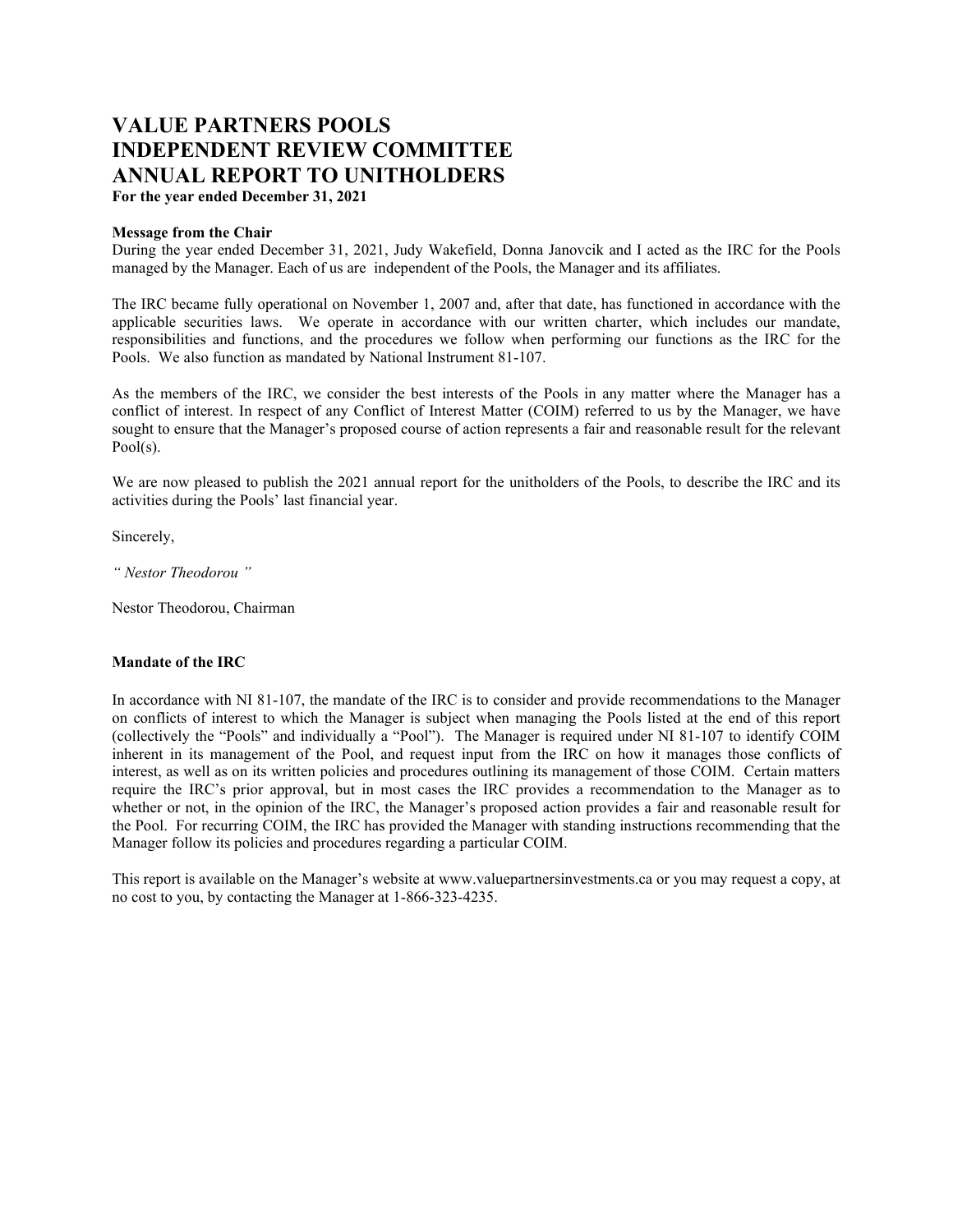# VALUE PARTNERS POOLS
# INDEPENDENT REVIEW COMMITTEE
# ANNUAL REPORT TO UNITHOLDERS

**For the year ended December 31, 2021**

**Message from the Chair**

During the year ended December 31, 2021, Judy Wakefield, Donna Janovcik and I acted as the IRC for the Pools managed by the Manager. Each of us are independent of the Pools, the Manager and its affiliates.

The IRC became fully operational on November 1, 2007 and, after that date, has functioned in accordance with the applicable securities laws. We operate in accordance with our written charter, which includes our mandate, responsibilities and functions, and the procedures we follow when performing our functions as the IRC for the Pools. We also function as mandated by National Instrument 81-107.

As the members of the IRC, we consider the best interests of the Pools in any matter where the Manager has a conflict of interest. In respect of any Conflict of Interest Matter (COIM) referred to us by the Manager, we have sought to ensure that the Manager's proposed course of action represents a fair and reasonable result for the relevant Pool(s).

We are now pleased to publish the 2021 annual report for the unitholders of the Pools, to describe the IRC and its activities during the Pools' last financial year.

Sincerely,

*" Nestor Theodorou "*

Nestor Theodorou, Chairman

**Mandate of the IRC**

In accordance with NI 81-107, the mandate of the IRC is to consider and provide recommendations to the Manager on conflicts of interest to which the Manager is subject when managing the Pools listed at the end of this report (collectively the "Pools" and individually a "Pool"). The Manager is required under NI 81-107 to identify COIM inherent in its management of the Pool, and request input from the IRC on how it manages those conflicts of interest, as well as on its written policies and procedures outlining its management of those COIM. Certain matters require the IRC's prior approval, but in most cases the IRC provides a recommendation to the Manager as to whether or not, in the opinion of the IRC, the Manager's proposed action provides a fair and reasonable result for the Pool. For recurring COIM, the IRC has provided the Manager with standing instructions recommending that the Manager follow its policies and procedures regarding a particular COIM.

This report is available on the Manager's website at www.valuepartnersinvestments.ca or you may request a copy, at no cost to you, by contacting the Manager at 1-866-323-4235.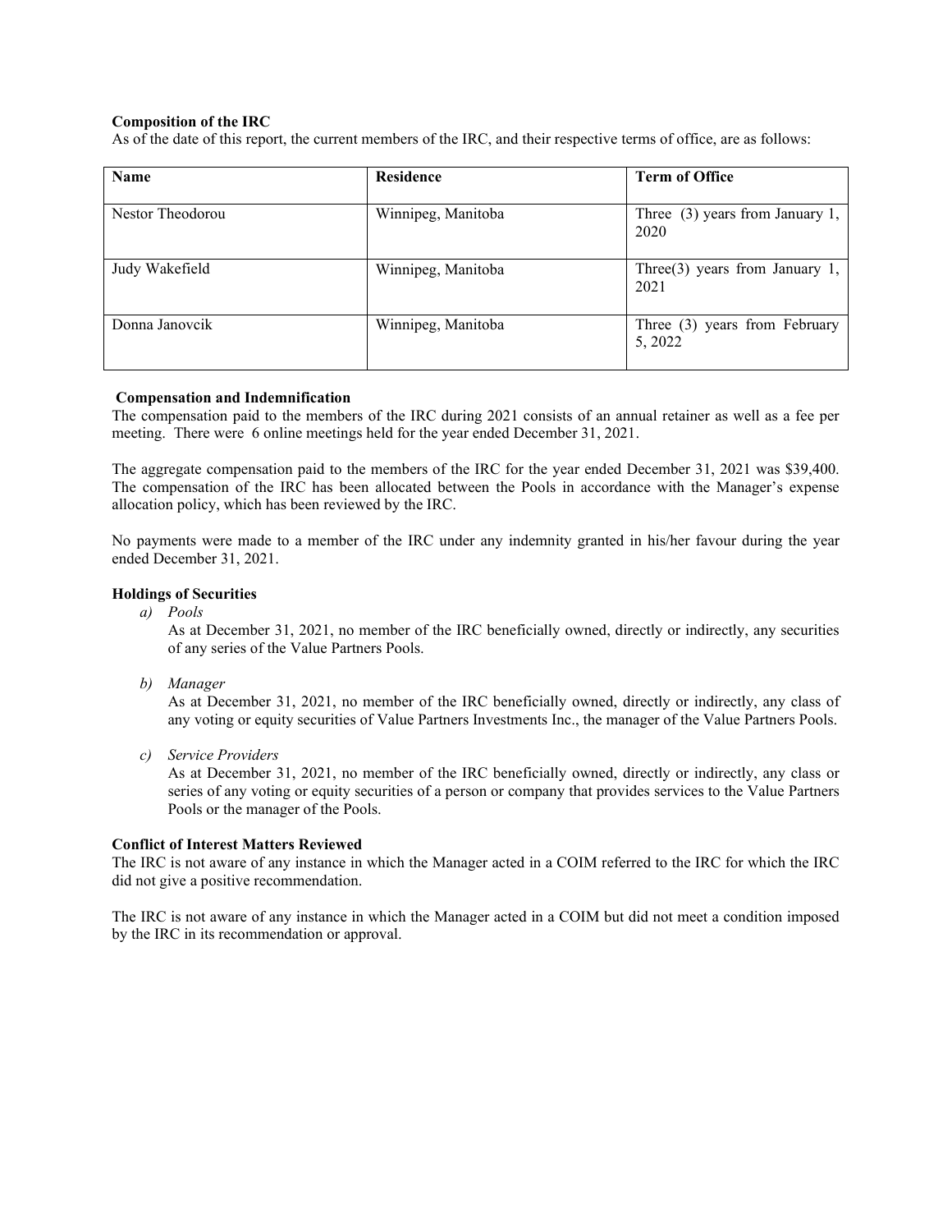### Composition of the IRC

As of the date of this report, the current members of the IRC, and their respective terms of office, are as follows:

| Name | Residence | Term of Office |
|---|---|---|
| Nestor Theodorou | Winnipeg, Manitoba | Three (3) years from January 1, 2020 |
| Judy Wakefield | Winnipeg, Manitoba | Three(3) years from January 1, 2021 |
| Donna Janovcik | Winnipeg, Manitoba | Three (3) years from February 5, 2022 |

### Compensation and Indemnification

The compensation paid to the members of the IRC during 2021 consists of an annual retainer as well as a fee per meeting. There were 6 online meetings held for the year ended December 31, 2021.

The aggregate compensation paid to the members of the IRC for the year ended December 31, 2021 was $39,400. The compensation of the IRC has been allocated between the Pools in accordance with the Manager's expense allocation policy, which has been reviewed by the IRC.

No payments were made to a member of the IRC under any indemnity granted in his/her favour during the year ended December 31, 2021.

### Holdings of Securities

a) *Pools*

As at December 31, 2021, no member of the IRC beneficially owned, directly or indirectly, any securities of any series of the Value Partners Pools.

b) *Manager*

As at December 31, 2021, no member of the IRC beneficially owned, directly or indirectly, any class of any voting or equity securities of Value Partners Investments Inc., the manager of the Value Partners Pools.

c) *Service Providers*

As at December 31, 2021, no member of the IRC beneficially owned, directly or indirectly, any class or series of any voting or equity securities of a person or company that provides services to the Value Partners Pools or the manager of the Pools.

### Conflict of Interest Matters Reviewed

The IRC is not aware of any instance in which the Manager acted in a COIM referred to the IRC for which the IRC did not give a positive recommendation.

The IRC is not aware of any instance in which the Manager acted in a COIM but did not meet a condition imposed by the IRC in its recommendation or approval.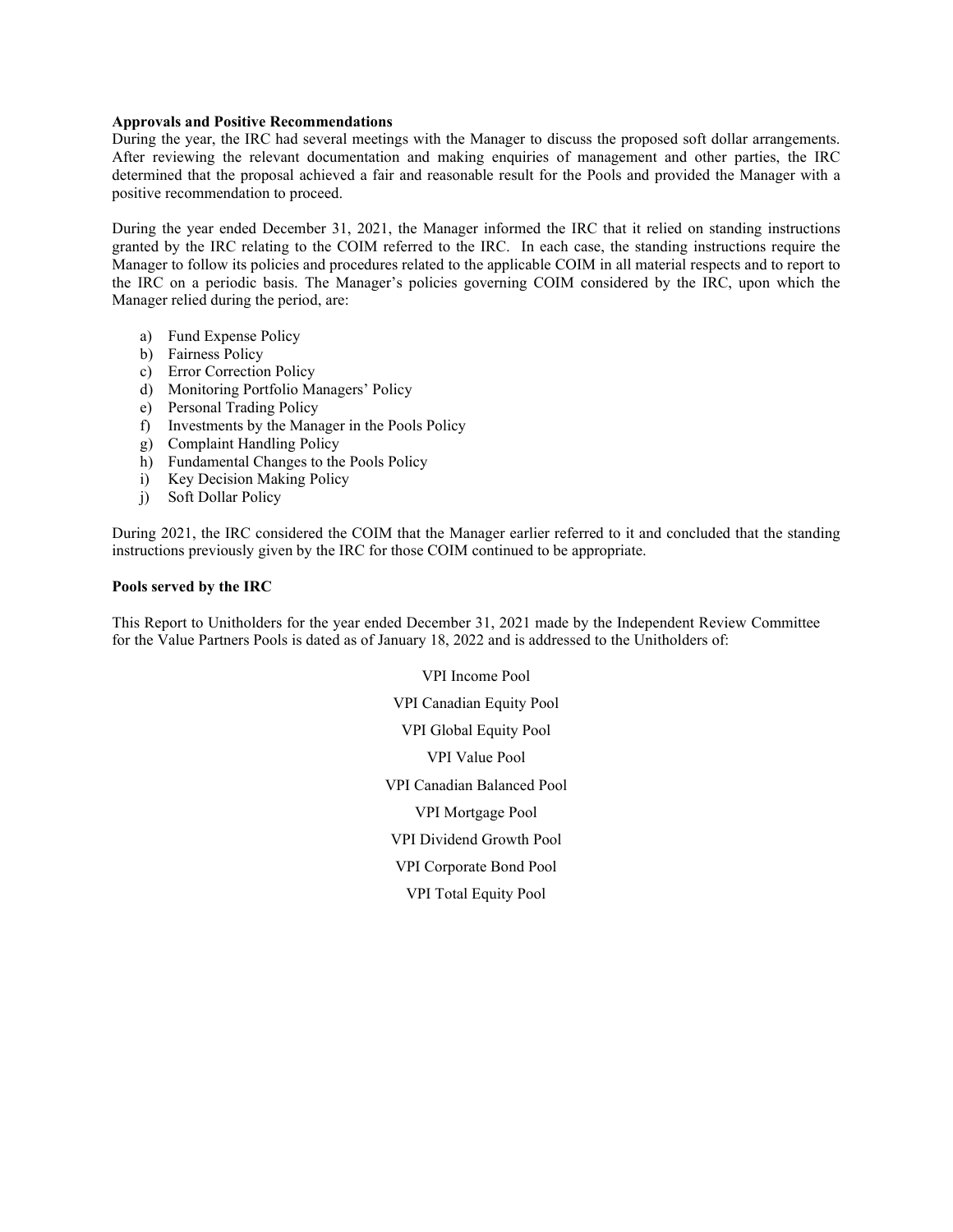**Approvals and Positive Recommendations**

During the year, the IRC had several meetings with the Manager to discuss the proposed soft dollar arrangements. After reviewing the relevant documentation and making enquiries of management and other parties, the IRC determined that the proposal achieved a fair and reasonable result for the Pools and provided the Manager with a positive recommendation to proceed.

During the year ended December 31, 2021, the Manager informed the IRC that it relied on standing instructions granted by the IRC relating to the COIM referred to the IRC. In each case, the standing instructions require the Manager to follow its policies and procedures related to the applicable COIM in all material respects and to report to the IRC on a periodic basis. The Manager's policies governing COIM considered by the IRC, upon which the Manager relied during the period, are:

a) Fund Expense Policy
b) Fairness Policy
c) Error Correction Policy
d) Monitoring Portfolio Managers' Policy
e) Personal Trading Policy
f) Investments by the Manager in the Pools Policy
g) Complaint Handling Policy
h) Fundamental Changes to the Pools Policy
i) Key Decision Making Policy
j) Soft Dollar Policy

During 2021, the IRC considered the COIM that the Manager earlier referred to it and concluded that the standing instructions previously given by the IRC for those COIM continued to be appropriate.

**Pools served by the IRC**

This Report to Unitholders for the year ended December 31, 2021 made by the Independent Review Committee for the Value Partners Pools is dated as of January 18, 2022 and is addressed to the Unitholders of:

VPI Income Pool

VPI Canadian Equity Pool

VPI Global Equity Pool

VPI Value Pool

VPI Canadian Balanced Pool

VPI Mortgage Pool

VPI Dividend Growth Pool

VPI Corporate Bond Pool

VPI Total Equity Pool